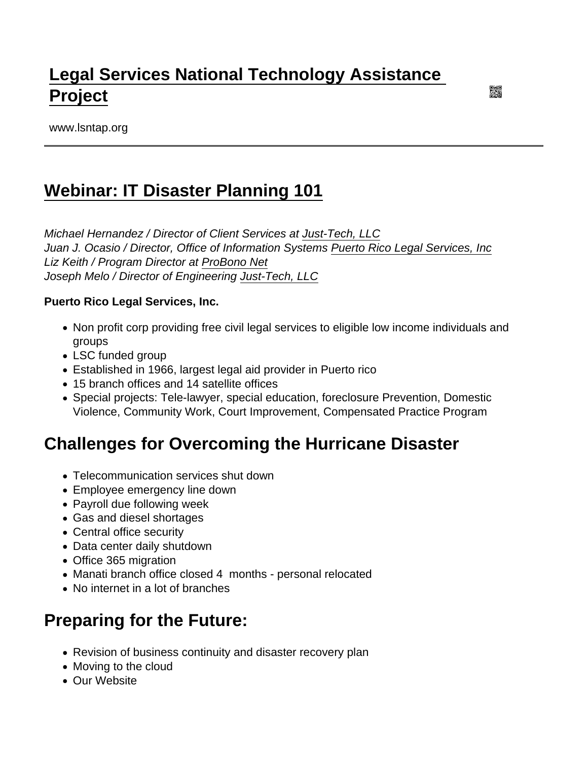# Legal Services National Technology Assistance Project

www.lsntap.org

## Webinar: IT Disaster Planning 101

*Michael Hernandez / Director of Client Services at Just-Tech, LLC*
*Juan J. Ocasio / Director, Office of Information Systems Puerto Rico Legal Services, Inc*
*Liz Keith / Program Director at ProBono Net*
*Joseph Melo / Director of Engineering Just-Tech, LLC*

**Puerto Rico Legal Services, Inc.**

- Non profit corp providing free civil legal services to eligible low income individuals and groups
- LSC funded group
- Established in 1966, largest legal aid provider in Puerto rico
- 15 branch offices and 14 satellite offices
- Special projects: Tele-lawyer, special education, foreclosure Prevention, Domestic Violence, Community Work, Court Improvement, Compensated Practice Program

## Challenges for Overcoming the Hurricane Disaster

- Telecommunication services shut down
- Employee emergency line down
- Payroll due following week
- Gas and diesel shortages
- Central office security
- Data center daily shutdown
- Office 365 migration
- Manati branch office closed 4 months - personal relocated
- No internet in a lot of branches

## Preparing for the Future:

- Revision of business continuity and disaster recovery plan
- Moving to the cloud
- Our Website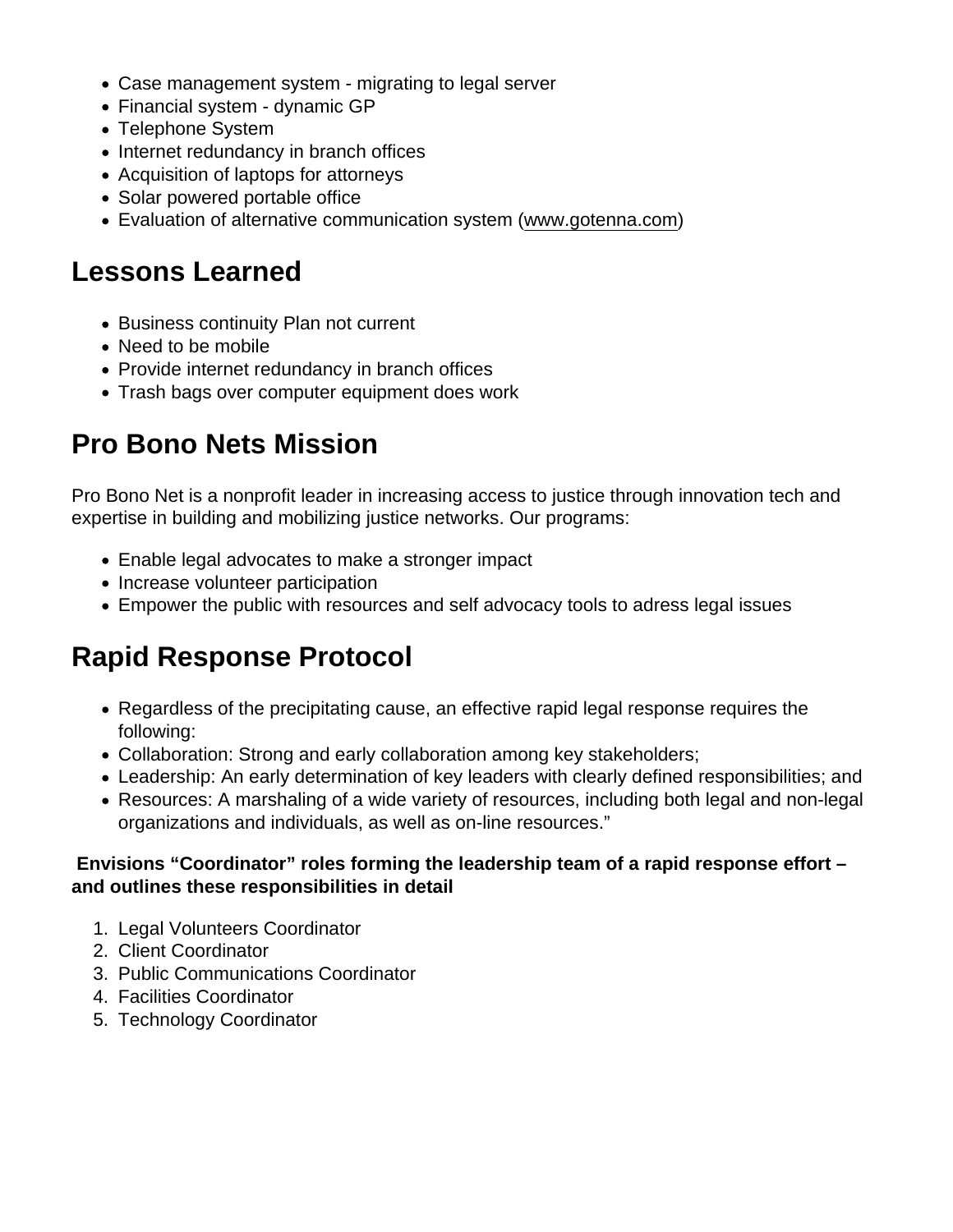- Case management system - migrating to legal server
- Financial system - dynamic GP
- Telephone System
- Internet redundancy in branch offices
- Acquisition of laptops for attorneys
- Solar powered portable office
- Evaluation of alternative communication system (www.gotenna.com)

## Lessons Learned

- Business continuity Plan not current
- Need to be mobile
- Provide internet redundancy in branch offices
- Trash bags over computer equipment does work

## Pro Bono Nets Mission

Pro Bono Net is a nonprofit leader in increasing access to justice through innovation tech and expertise in building and mobilizing justice networks. Our programs:

- Enable legal advocates to make a stronger impact
- Increase volunteer participation
- Empower the public with resources and self advocacy tools to adress legal issues

## Rapid Response Protocol

- Regardless of the precipitating cause, an effective rapid legal response requires the following:
- Collaboration: Strong and early collaboration among key stakeholders;
- Leadership: An early determination of key leaders with clearly defined responsibilities; and
- Resources: A marshaling of a wide variety of resources, including both legal and non-legal organizations and individuals, as well as on-line resources."

**Envisions "Coordinator" roles forming the leadership team of a rapid response effort – and outlines these responsibilities in detail**

1. Legal Volunteers Coordinator
2. Client Coordinator
3. Public Communications Coordinator
4. Facilities Coordinator
5. Technology Coordinator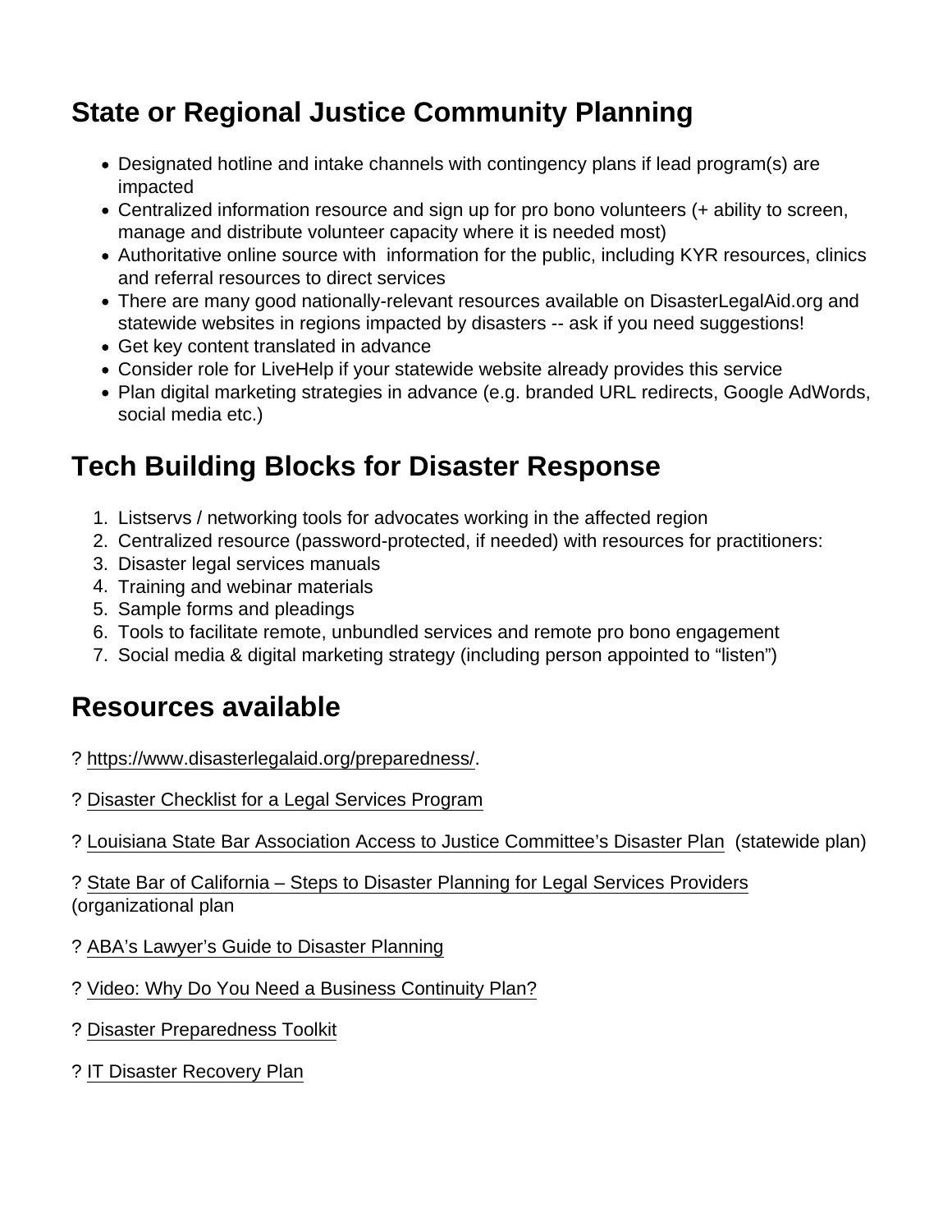## State or Regional Justice Community Planning

- Designated hotline and intake channels with contingency plans if lead program(s) are impacted
- Centralized information resource and sign up for pro bono volunteers (+ ability to screen, manage and distribute volunteer capacity where it is needed most)
- Authoritative online source with information for the public, including KYR resources, clinics and referral resources to direct services
- There are many good nationally-relevant resources available on DisasterLegalAid.org and statewide websites in regions impacted by disasters -- ask if you need suggestions!
- Get key content translated in advance
- Consider role for LiveHelp if your statewide website already provides this service
- Plan digital marketing strategies in advance (e.g. branded URL redirects, Google AdWords, social media etc.)

## Tech Building Blocks for Disaster Response

1. Listservs / networking tools for advocates working in the affected region
2. Centralized resource (password-protected, if needed) with resources for practitioners:
3. Disaster legal services manuals
4. Training and webinar materials
5. Sample forms and pleadings
6. Tools to facilitate remote, unbundled services and remote pro bono engagement
7. Social media & digital marketing strategy (including person appointed to "listen")

## Resources available

? https://www.disasterlegalaid.org/preparedness/.

? Disaster Checklist for a Legal Services Program

? Louisiana State Bar Association Access to Justice Committee's Disaster Plan (statewide plan)

? State Bar of California – Steps to Disaster Planning for Legal Services Providers (organizational plan

? ABA's Lawyer's Guide to Disaster Planning

? Video: Why Do You Need a Business Continuity Plan?

? Disaster Preparedness Toolkit

? IT Disaster Recovery Plan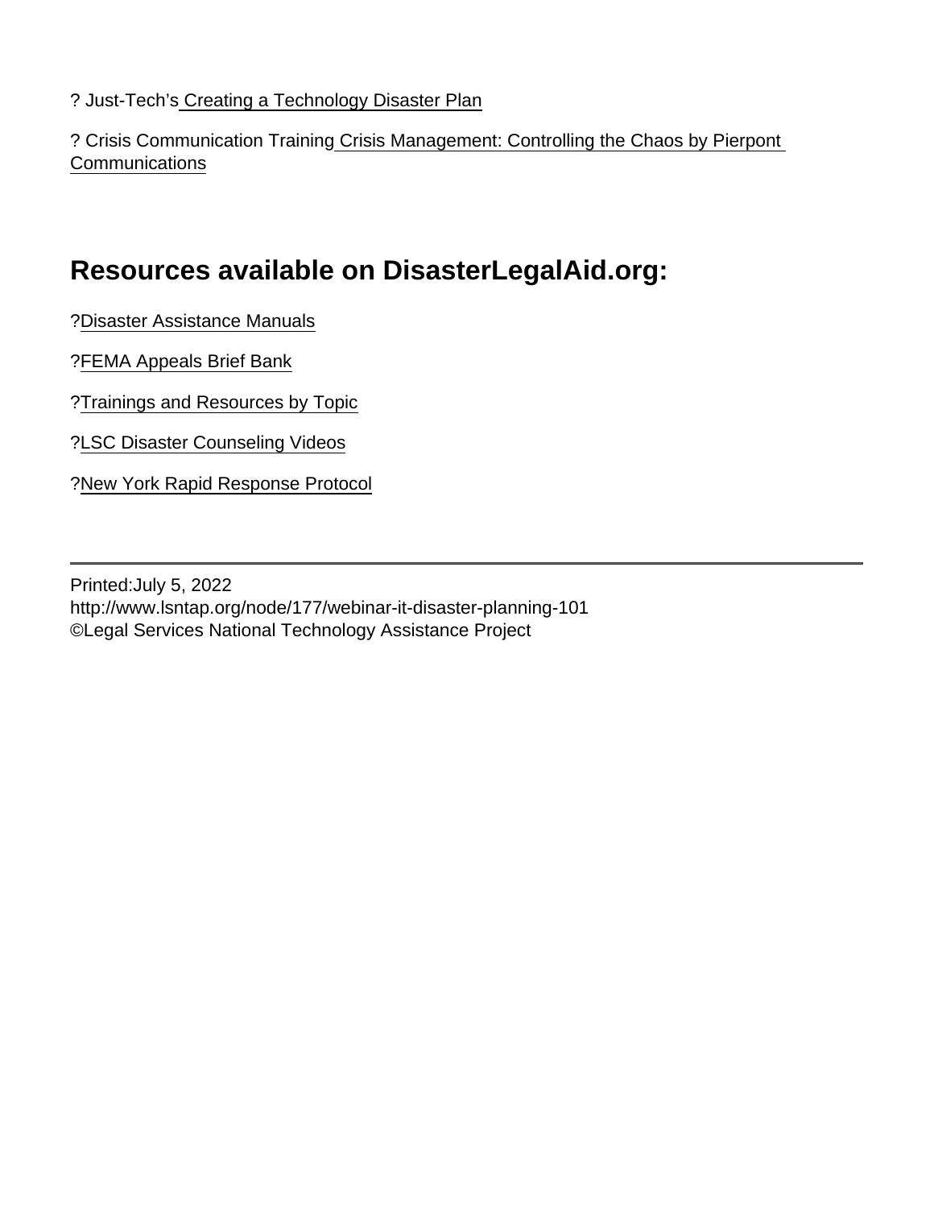? Just-Tech's Creating a Technology Disaster Plan

? Crisis Communication Training Crisis Management: Controlling the Chaos by Pierpont Communications

## Resources available on DisasterLegalAid.org:

?Disaster Assistance Manuals

?FEMA Appeals Brief Bank

?Trainings and Resources by Topic

?LSC Disaster Counseling Videos

?New York Rapid Response Protocol

---

Printed:July 5, 2022
http://www.lsntap.org/node/177/webinar-it-disaster-planning-101
©Legal Services National Technology Assistance Project